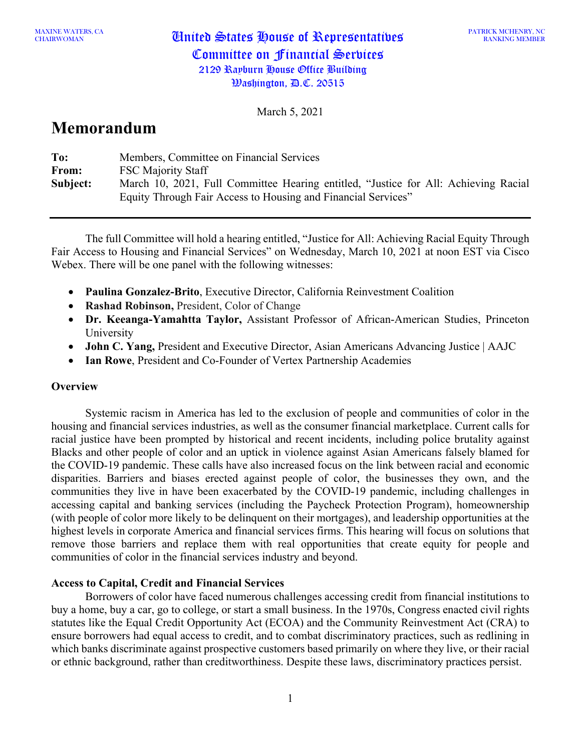MAXINE WATERS, CA
CHAIRWOMAN

# United States House of Representatives
# Committee on Financial Services
2129 Rayburn House Office Building
Washington, D.C. 20515

PATRICK MCHENRY, NC
RANKING MEMBER

March 5, 2021

# Memorandum

**To:** Members, Committee on Financial Services
**From:** FSC Majority Staff
**Subject:** March 10, 2021, Full Committee Hearing entitled, "Justice for All: Achieving Racial Equity Through Fair Access to Housing and Financial Services"

---

The full Committee will hold a hearing entitled, "Justice for All: Achieving Racial Equity Through Fair Access to Housing and Financial Services" on Wednesday, March 10, 2021 at noon EST via Cisco Webex. There will be one panel with the following witnesses:

- **Paulina Gonzalez-Brito**, Executive Director, California Reinvestment Coalition
- **Rashad Robinson,** President, Color of Change
- **Dr. Keeanga-Yamahtta Taylor,** Assistant Professor of African-American Studies, Princeton University
- **John C. Yang,** President and Executive Director, Asian Americans Advancing Justice | AAJC
- **Ian Rowe**, President and Co-Founder of Vertex Partnership Academies

**Overview**

Systemic racism in America has led to the exclusion of people and communities of color in the housing and financial services industries, as well as the consumer financial marketplace. Current calls for racial justice have been prompted by historical and recent incidents, including police brutality against Blacks and other people of color and an uptick in violence against Asian Americans falsely blamed for the COVID-19 pandemic. These calls have also increased focus on the link between racial and economic disparities. Barriers and biases erected against people of color, the businesses they own, and the communities they live in have been exacerbated by the COVID-19 pandemic, including challenges in accessing capital and banking services (including the Paycheck Protection Program), homeownership (with people of color more likely to be delinquent on their mortgages), and leadership opportunities at the highest levels in corporate America and financial services firms. This hearing will focus on solutions that remove those barriers and replace them with real opportunities that create equity for people and communities of color in the financial services industry and beyond.

**Access to Capital, Credit and Financial Services**

Borrowers of color have faced numerous challenges accessing credit from financial institutions to buy a home, buy a car, go to college, or start a small business. In the 1970s, Congress enacted civil rights statutes like the Equal Credit Opportunity Act (ECOA) and the Community Reinvestment Act (CRA) to ensure borrowers had equal access to credit, and to combat discriminatory practices, such as redlining in which banks discriminate against prospective customers based primarily on where they live, or their racial or ethnic background, rather than creditworthiness. Despite these laws, discriminatory practices persist.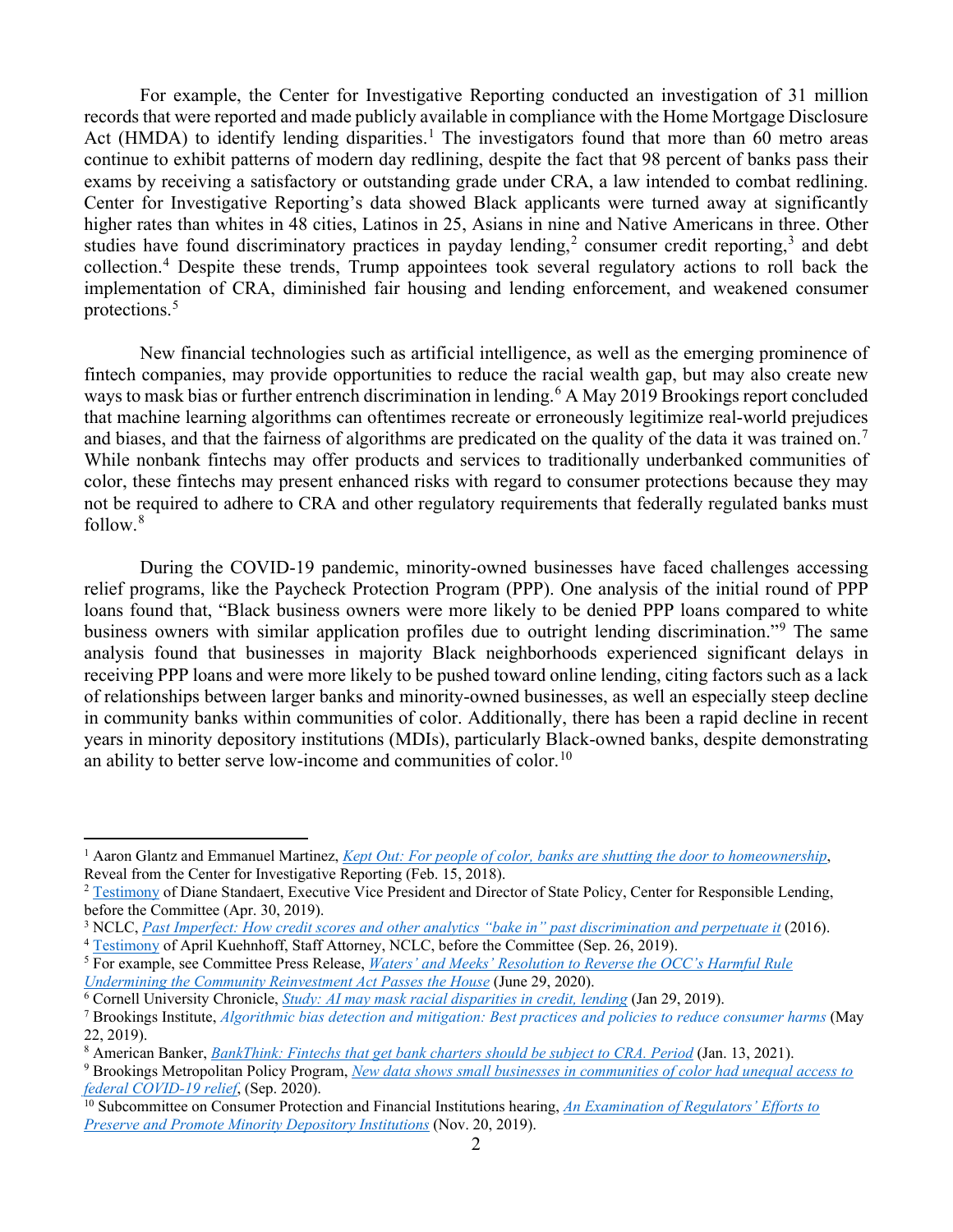For example, the Center for Investigative Reporting conducted an investigation of 31 million records that were reported and made publicly available in compliance with the Home Mortgage Disclosure Act (HMDA) to identify lending disparities.[1] The investigators found that more than 60 metro areas continue to exhibit patterns of modern day redlining, despite the fact that 98 percent of banks pass their exams by receiving a satisfactory or outstanding grade under CRA, a law intended to combat redlining. Center for Investigative Reporting's data showed Black applicants were turned away at significantly higher rates than whites in 48 cities, Latinos in 25, Asians in nine and Native Americans in three. Other studies have found discriminatory practices in payday lending,[2] consumer credit reporting,[3] and debt collection.[4] Despite these trends, Trump appointees took several regulatory actions to roll back the implementation of CRA, diminished fair housing and lending enforcement, and weakened consumer protections.[5]

New financial technologies such as artificial intelligence, as well as the emerging prominence of fintech companies, may provide opportunities to reduce the racial wealth gap, but may also create new ways to mask bias or further entrench discrimination in lending.[6] A May 2019 Brookings report concluded that machine learning algorithms can oftentimes recreate or erroneously legitimize real-world prejudices and biases, and that the fairness of algorithms are predicated on the quality of the data it was trained on.[7] While nonbank fintechs may offer products and services to traditionally underbanked communities of color, these fintechs may present enhanced risks with regard to consumer protections because they may not be required to adhere to CRA and other regulatory requirements that federally regulated banks must follow.[8]

During the COVID-19 pandemic, minority-owned businesses have faced challenges accessing relief programs, like the Paycheck Protection Program (PPP). One analysis of the initial round of PPP loans found that, "Black business owners were more likely to be denied PPP loans compared to white business owners with similar application profiles due to outright lending discrimination."[9] The same analysis found that businesses in majority Black neighborhoods experienced significant delays in receiving PPP loans and were more likely to be pushed toward online lending, citing factors such as a lack of relationships between larger banks and minority-owned businesses, as well an especially steep decline in community banks within communities of color. Additionally, there has been a rapid decline in recent years in minority depository institutions (MDIs), particularly Black-owned banks, despite demonstrating an ability to better serve low-income and communities of color.[10]

---

[1] Aaron Glantz and Emmanuel Martinez, *Kept Out: For people of color, banks are shutting the door to homeownership*, Reveal from the Center for Investigative Reporting (Feb. 15, 2018).

[2] Testimony of Diane Standaert, Executive Vice President and Director of State Policy, Center for Responsible Lending, before the Committee (Apr. 30, 2019).

[3] NCLC, *Past Imperfect: How credit scores and other analytics "bake in" past discrimination and perpetuate it* (2016).

[4] Testimony of April Kuehnhoff, Staff Attorney, NCLC, before the Committee (Sep. 26, 2019).

[5] For example, see Committee Press Release, *Waters' and Meeks' Resolution to Reverse the OCC's Harmful Rule Undermining the Community Reinvestment Act Passes the House* (June 29, 2020).

[6] Cornell University Chronicle, *Study: AI may mask racial disparities in credit, lending* (Jan 29, 2019).

[7] Brookings Institute, *Algorithmic bias detection and mitigation: Best practices and policies to reduce consumer harms* (May 22, 2019).

[8] American Banker, *BankThink: Fintechs that get bank charters should be subject to CRA. Period* (Jan. 13, 2021).

[9] Brookings Metropolitan Policy Program, *New data shows small businesses in communities of color had unequal access to federal COVID-19 relief*, (Sep. 2020).

[10] Subcommittee on Consumer Protection and Financial Institutions hearing, *An Examination of Regulators' Efforts to Preserve and Promote Minority Depository Institutions* (Nov. 20, 2019).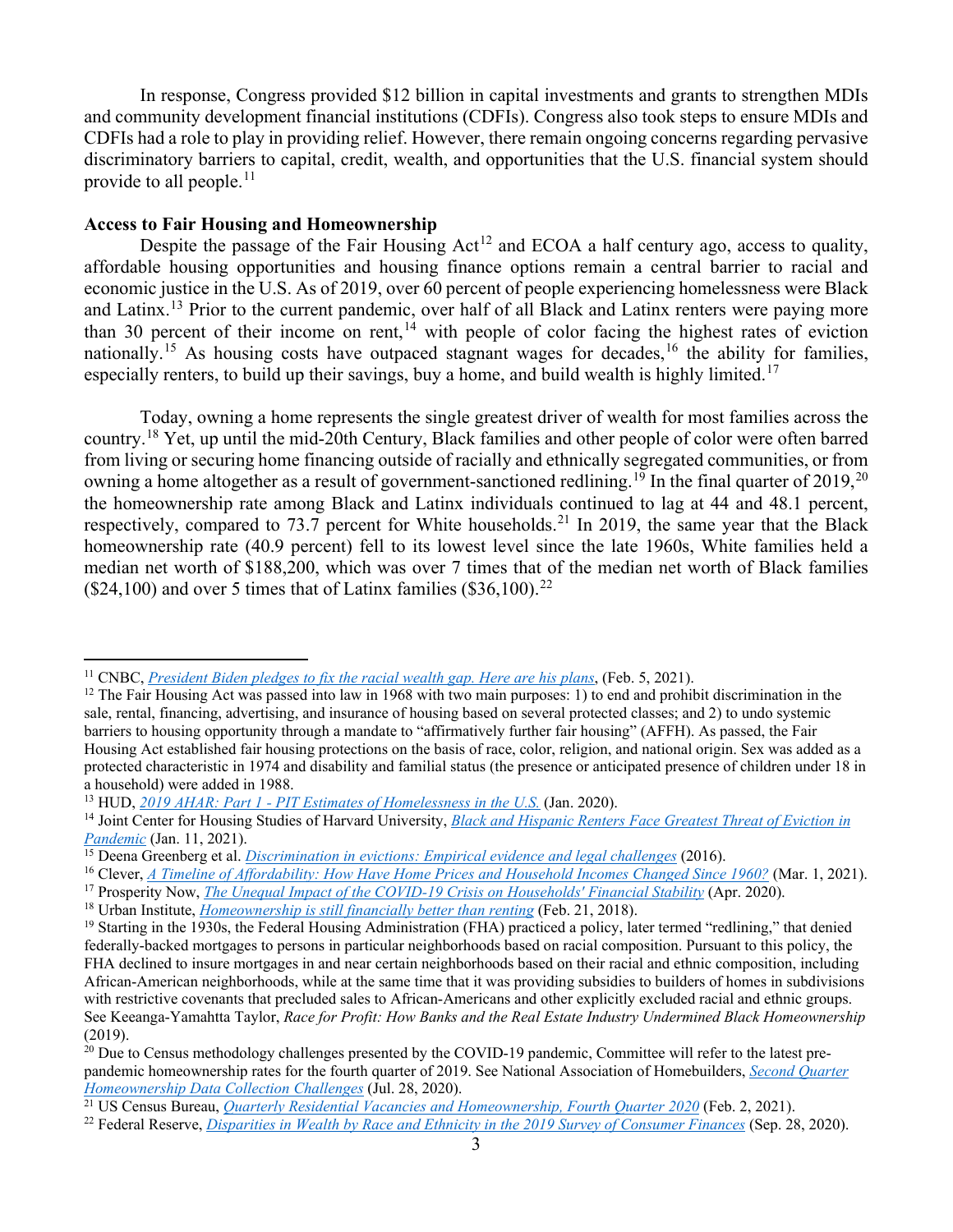In response, Congress provided $12 billion in capital investments and grants to strengthen MDIs and community development financial institutions (CDFIs). Congress also took steps to ensure MDIs and CDFIs had a role to play in providing relief. However, there remain ongoing concerns regarding pervasive discriminatory barriers to capital, credit, wealth, and opportunities that the U.S. financial system should provide to all people.[11]

**Access to Fair Housing and Homeownership**

Despite the passage of the Fair Housing Act[12] and ECOA a half century ago, access to quality, affordable housing opportunities and housing finance options remain a central barrier to racial and economic justice in the U.S. As of 2019, over 60 percent of people experiencing homelessness were Black and Latinx.[13] Prior to the current pandemic, over half of all Black and Latinx renters were paying more than 30 percent of their income on rent,[14] with people of color facing the highest rates of eviction nationally.[15] As housing costs have outpaced stagnant wages for decades,[16] the ability for families, especially renters, to build up their savings, buy a home, and build wealth is highly limited.[17]

Today, owning a home represents the single greatest driver of wealth for most families across the country.[18] Yet, up until the mid-20th Century, Black families and other people of color were often barred from living or securing home financing outside of racially and ethnically segregated communities, or from owning a home altogether as a result of government-sanctioned redlining.[19] In the final quarter of 2019,[20] the homeownership rate among Black and Latinx individuals continued to lag at 44 and 48.1 percent, respectively, compared to 73.7 percent for White households.[21] In 2019, the same year that the Black homeownership rate (40.9 percent) fell to its lowest level since the late 1960s, White families held a median net worth of $188,200, which was over 7 times that of the median net worth of Black families ($24,100) and over 5 times that of Latinx families ($36,100).[22]

---

[11] CNBC, *President Biden pledges to fix the racial wealth gap. Here are his plans*, (Feb. 5, 2021).

[12] The Fair Housing Act was passed into law in 1968 with two main purposes: 1) to end and prohibit discrimination in the sale, rental, financing, advertising, and insurance of housing based on several protected classes; and 2) to undo systemic barriers to housing opportunity through a mandate to "affirmatively further fair housing" (AFFH). As passed, the Fair Housing Act established fair housing protections on the basis of race, color, religion, and national origin. Sex was added as a protected characteristic in 1974 and disability and familial status (the presence or anticipated presence of children under 18 in a household) were added in 1988.

[13] HUD, *2019 AHAR: Part 1 - PIT Estimates of Homelessness in the U.S.* (Jan. 2020).

[14] Joint Center for Housing Studies of Harvard University, *Black and Hispanic Renters Face Greatest Threat of Eviction in Pandemic* (Jan. 11, 2021).

[15] Deena Greenberg et al. *Discrimination in evictions: Empirical evidence and legal challenges* (2016).

[16] Clever, *A Timeline of Affordability: How Have Home Prices and Household Incomes Changed Since 1960?* (Mar. 1, 2021).

[17] Prosperity Now, *The Unequal Impact of the COVID-19 Crisis on Households' Financial Stability* (Apr. 2020).

[18] Urban Institute, *Homeownership is still financially better than renting* (Feb. 21, 2018).

[19] Starting in the 1930s, the Federal Housing Administration (FHA) practiced a policy, later termed "redlining," that denied federally-backed mortgages to persons in particular neighborhoods based on racial composition. Pursuant to this policy, the FHA declined to insure mortgages in and near certain neighborhoods based on their racial and ethnic composition, including African-American neighborhoods, while at the same time that it was providing subsidies to builders of homes in subdivisions with restrictive covenants that precluded sales to African-Americans and other explicitly excluded racial and ethnic groups. See Keeanga-Yamahtta Taylor, *Race for Profit: How Banks and the Real Estate Industry Undermined Black Homeownership* (2019).

[20] Due to Census methodology challenges presented by the COVID-19 pandemic, Committee will refer to the latest pre-pandemic homeownership rates for the fourth quarter of 2019. See National Association of Homebuilders, *Second Quarter Homeownership Data Collection Challenges* (Jul. 28, 2020).

[21] US Census Bureau, *Quarterly Residential Vacancies and Homeownership, Fourth Quarter 2020* (Feb. 2, 2021).

[22] Federal Reserve, *Disparities in Wealth by Race and Ethnicity in the 2019 Survey of Consumer Finances* (Sep. 28, 2020).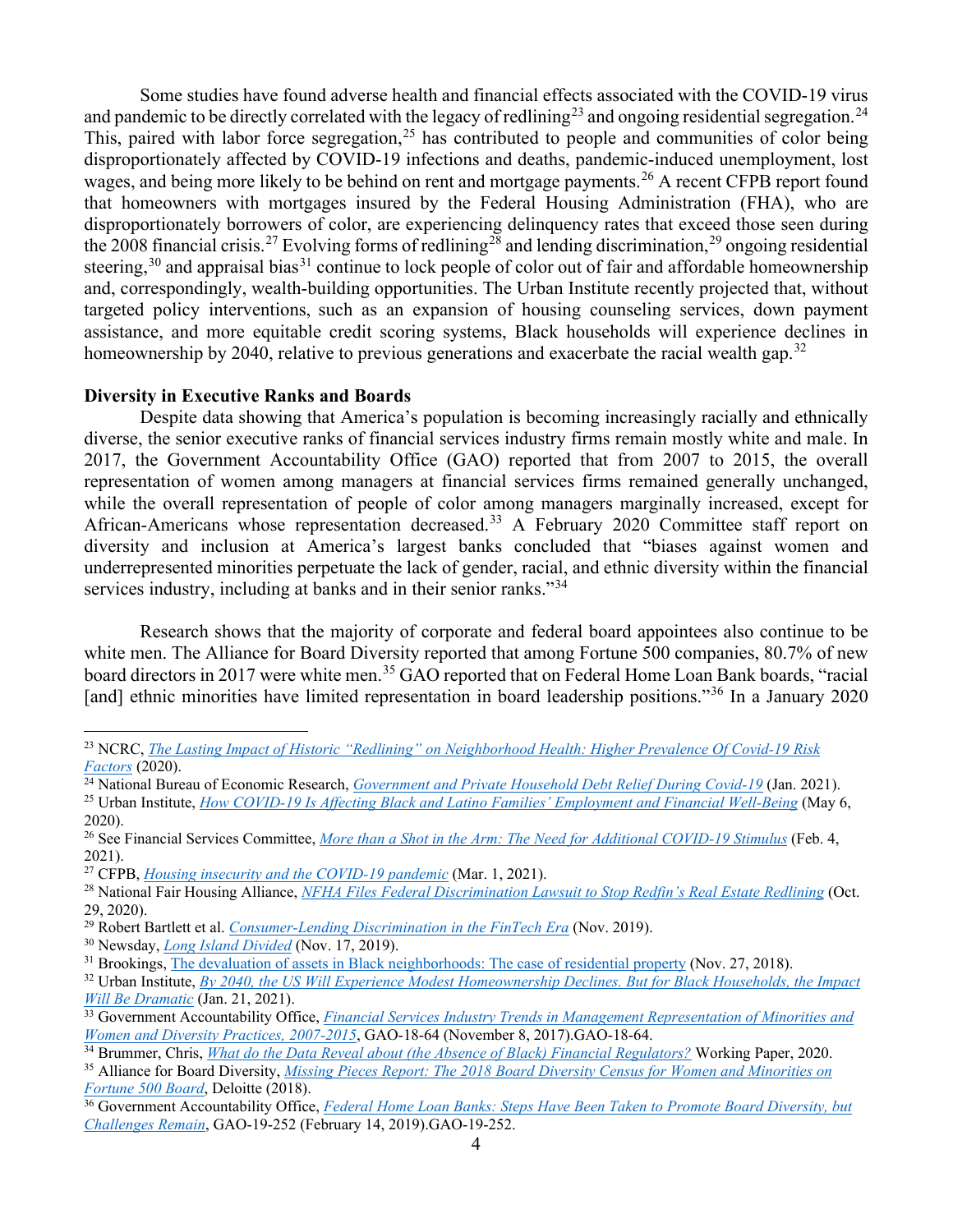Some studies have found adverse health and financial effects associated with the COVID-19 virus and pandemic to be directly correlated with the legacy of redlining[23] and ongoing residential segregation.[24] This, paired with labor force segregation,[25] has contributed to people and communities of color being disproportionately affected by COVID-19 infections and deaths, pandemic-induced unemployment, lost wages, and being more likely to be behind on rent and mortgage payments.[26] A recent CFPB report found that homeowners with mortgages insured by the Federal Housing Administration (FHA), who are disproportionately borrowers of color, are experiencing delinquency rates that exceed those seen during the 2008 financial crisis.[27] Evolving forms of redlining[28] and lending discrimination,[29] ongoing residential steering,[30] and appraisal bias[31] continue to lock people of color out of fair and affordable homeownership and, correspondingly, wealth-building opportunities. The Urban Institute recently projected that, without targeted policy interventions, such as an expansion of housing counseling services, down payment assistance, and more equitable credit scoring systems, Black households will experience declines in homeownership by 2040, relative to previous generations and exacerbate the racial wealth gap.[32]

**Diversity in Executive Ranks and Boards**

Despite data showing that America's population is becoming increasingly racially and ethnically diverse, the senior executive ranks of financial services industry firms remain mostly white and male. In 2017, the Government Accountability Office (GAO) reported that from 2007 to 2015, the overall representation of women among managers at financial services firms remained generally unchanged, while the overall representation of people of color among managers marginally increased, except for African-Americans whose representation decreased.[33] A February 2020 Committee staff report on diversity and inclusion at America's largest banks concluded that "biases against women and underrepresented minorities perpetuate the lack of gender, racial, and ethnic diversity within the financial services industry, including at banks and in their senior ranks."[34]

Research shows that the majority of corporate and federal board appointees also continue to be white men. The Alliance for Board Diversity reported that among Fortune 500 companies, 80.7% of new board directors in 2017 were white men.[35] GAO reported that on Federal Home Loan Bank boards, "racial [and] ethnic minorities have limited representation in board leadership positions."[36] In a January 2020

---

[23] NCRC, *The Lasting Impact of Historic "Redlining" on Neighborhood Health: Higher Prevalence Of Covid-19 Risk Factors* (2020).

[24] National Bureau of Economic Research, *Government and Private Household Debt Relief During Covid-19* (Jan. 2021).

[25] Urban Institute, *How COVID-19 Is Affecting Black and Latino Families' Employment and Financial Well-Being* (May 6, 2020).

[26] See Financial Services Committee, *More than a Shot in the Arm: The Need for Additional COVID-19 Stimulus* (Feb. 4, 2021).

[27] CFPB, *Housing insecurity and the COVID-19 pandemic* (Mar. 1, 2021).

[28] National Fair Housing Alliance, *NFHA Files Federal Discrimination Lawsuit to Stop Redfin's Real Estate Redlining* (Oct. 29, 2020).

[29] Robert Bartlett et al. *Consumer-Lending Discrimination in the FinTech Era* (Nov. 2019).

[30] Newsday, *Long Island Divided* (Nov. 17, 2019).

[31] Brookings, The devaluation of assets in Black neighborhoods: The case of residential property (Nov. 27, 2018).

[32] Urban Institute, *By 2040, the US Will Experience Modest Homeownership Declines. But for Black Households, the Impact Will Be Dramatic* (Jan. 21, 2021).

[33] Government Accountability Office, *Financial Services Industry Trends in Management Representation of Minorities and Women and Diversity Practices, 2007-2015*, GAO-18-64 (November 8, 2017).GAO-18-64.

[34] Brummer, Chris, *What do the Data Reveal about (the Absence of Black) Financial Regulators?* Working Paper, 2020.

[35] Alliance for Board Diversity, *Missing Pieces Report: The 2018 Board Diversity Census for Women and Minorities on Fortune 500 Board*, Deloitte (2018).

[36] Government Accountability Office, *Federal Home Loan Banks: Steps Have Been Taken to Promote Board Diversity, but Challenges Remain*, GAO-19-252 (February 14, 2019).GAO-19-252.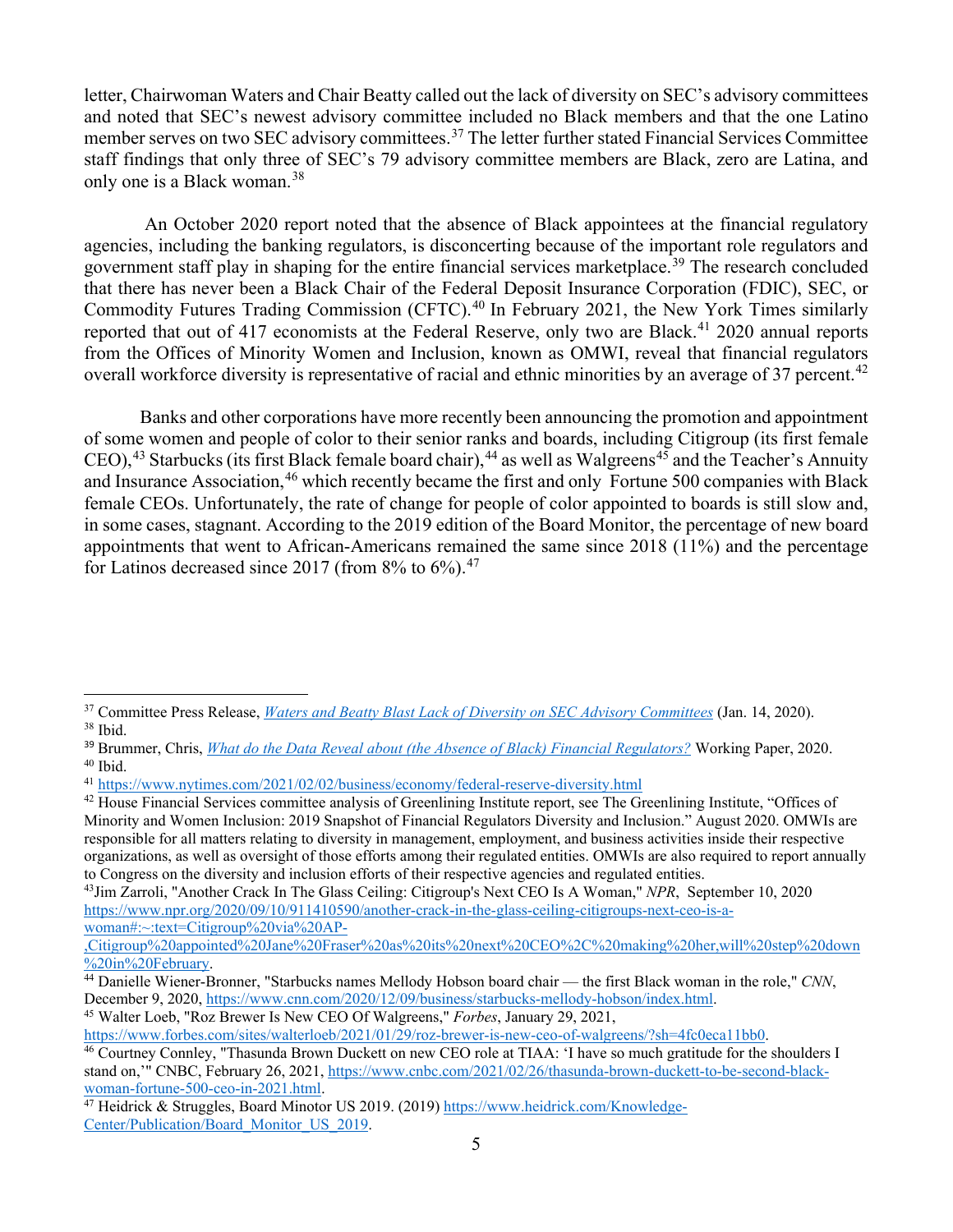letter, Chairwoman Waters and Chair Beatty called out the lack of diversity on SEC's advisory committees and noted that SEC's newest advisory committee included no Black members and that the one Latino member serves on two SEC advisory committees.[37] The letter further stated Financial Services Committee staff findings that only three of SEC's 79 advisory committee members are Black, zero are Latina, and only one is a Black woman.[38]

An October 2020 report noted that the absence of Black appointees at the financial regulatory agencies, including the banking regulators, is disconcerting because of the important role regulators and government staff play in shaping for the entire financial services marketplace.[39] The research concluded that there has never been a Black Chair of the Federal Deposit Insurance Corporation (FDIC), SEC, or Commodity Futures Trading Commission (CFTC).[40] In February 2021, the New York Times similarly reported that out of 417 economists at the Federal Reserve, only two are Black.[41] 2020 annual reports from the Offices of Minority Women and Inclusion, known as OMWI, reveal that financial regulators overall workforce diversity is representative of racial and ethnic minorities by an average of 37 percent.[42]

Banks and other corporations have more recently been announcing the promotion and appointment of some women and people of color to their senior ranks and boards, including Citigroup (its first female CEO),[43] Starbucks (its first Black female board chair),[44] as well as Walgreens[45] and the Teacher's Annuity and Insurance Association,[46] which recently became the first and only Fortune 500 companies with Black female CEOs. Unfortunately, the rate of change for people of color appointed to boards is still slow and, in some cases, stagnant. According to the 2019 edition of the Board Monitor, the percentage of new board appointments that went to African-Americans remained the same since 2018 (11%) and the percentage for Latinos decreased since 2017 (from 8% to 6%).[47]

---

[37] Committee Press Release, *Waters and Beatty Blast Lack of Diversity on SEC Advisory Committees* (Jan. 14, 2020).

[38] Ibid.

[39] Brummer, Chris, *What do the Data Reveal about (the Absence of Black) Financial Regulators?* Working Paper, 2020.

[40] Ibid.

[41] https://www.nytimes.com/2021/02/02/business/economy/federal-reserve-diversity.html

[42] House Financial Services committee analysis of Greenlining Institute report, see The Greenlining Institute, "Offices of Minority and Women Inclusion: 2019 Snapshot of Financial Regulators Diversity and Inclusion." August 2020. OMWIs are responsible for all matters relating to diversity in management, employment, and business activities inside their respective organizations, as well as oversight of those efforts among their regulated entities. OMWIs are also required to report annually to Congress on the diversity and inclusion efforts of their respective agencies and regulated entities.

[43] Jim Zarroli, "Another Crack In The Glass Ceiling: Citigroup's Next CEO Is A Woman," *NPR*, September 10, 2020 https://www.npr.org/2020/09/10/911410590/another-crack-in-the-glass-ceiling-citigroups-next-ceo-is-a-woman#:~:text=Citigroup%20via%20AP-,Citigroup%20appointed%20Jane%20Fraser%20as%20its%20next%20CEO%2C%20making%20her,will%20step%20down%20in%20February.

[44] Danielle Wiener-Bronner, "Starbucks names Mellody Hobson board chair — the first Black woman in the role," *CNN*, December 9, 2020, https://www.cnn.com/2020/12/09/business/starbucks-mellody-hobson/index.html.

[45] Walter Loeb, "Roz Brewer Is New CEO Of Walgreens," *Forbes*, January 29, 2021, https://www.forbes.com/sites/walterloeb/2021/01/29/roz-brewer-is-new-ceo-of-walgreens/?sh=4fc0eca11bb0.

[46] Courtney Connley, "Thasunda Brown Duckett on new CEO role at TIAA: 'I have so much gratitude for the shoulders I stand on,'" CNBC, February 26, 2021, https://www.cnbc.com/2021/02/26/thasunda-brown-duckett-to-be-second-black-woman-fortune-500-ceo-in-2021.html.

[47] Heidrick & Struggles, Board Minotor US 2019. (2019) https://www.heidrick.com/Knowledge-Center/Publication/Board_Monitor_US_2019.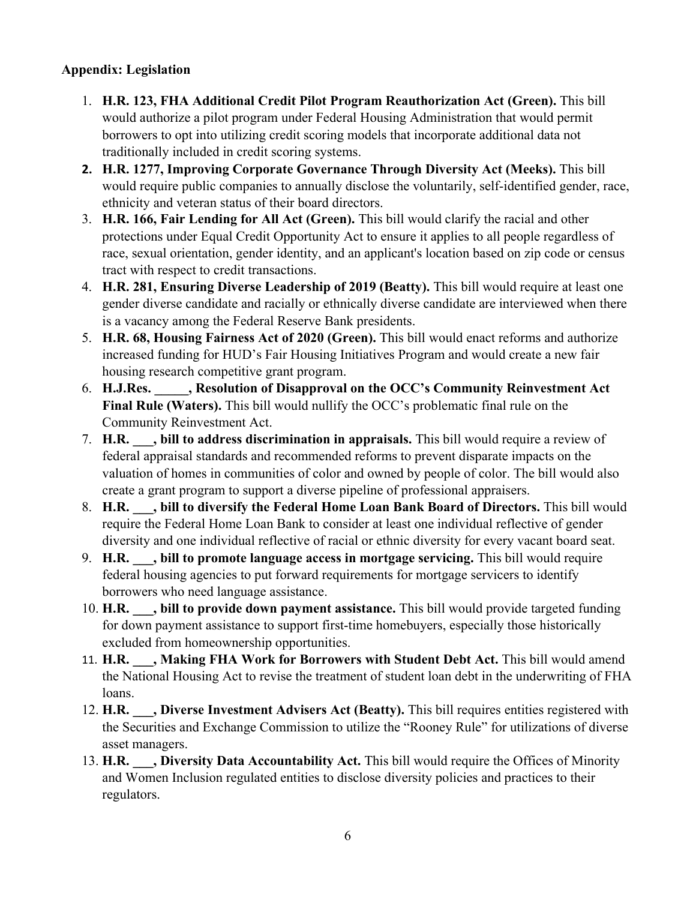**Appendix: Legislation**

1. **H.R. 123, FHA Additional Credit Pilot Program Reauthorization Act (Green).** This bill would authorize a pilot program under Federal Housing Administration that would permit borrowers to opt into utilizing credit scoring models that incorporate additional data not traditionally included in credit scoring systems.
2. **H.R. 1277, Improving Corporate Governance Through Diversity Act (Meeks).** This bill would require public companies to annually disclose the voluntarily, self-identified gender, race, ethnicity and veteran status of their board directors.
3. **H.R. 166, Fair Lending for All Act (Green).** This bill would clarify the racial and other protections under Equal Credit Opportunity Act to ensure it applies to all people regardless of race, sexual orientation, gender identity, and an applicant's location based on zip code or census tract with respect to credit transactions.
4. **H.R. 281, Ensuring Diverse Leadership of 2019 (Beatty).** This bill would require at least one gender diverse candidate and racially or ethnically diverse candidate are interviewed when there is a vacancy among the Federal Reserve Bank presidents.
5. **H.R. 68, Housing Fairness Act of 2020 (Green).** This bill would enact reforms and authorize increased funding for HUD's Fair Housing Initiatives Program and would create a new fair housing research competitive grant program.
6. **H.J.Res. _____, Resolution of Disapproval on the OCC's Community Reinvestment Act Final Rule (Waters).** This bill would nullify the OCC's problematic final rule on the Community Reinvestment Act.
7. **H.R. ___, bill to address discrimination in appraisals.** This bill would require a review of federal appraisal standards and recommended reforms to prevent disparate impacts on the valuation of homes in communities of color and owned by people of color. The bill would also create a grant program to support a diverse pipeline of professional appraisers.
8. **H.R. ___, bill to diversify the Federal Home Loan Bank Board of Directors.** This bill would require the Federal Home Loan Bank to consider at least one individual reflective of gender diversity and one individual reflective of racial or ethnic diversity for every vacant board seat.
9. **H.R. ___, bill to promote language access in mortgage servicing.** This bill would require federal housing agencies to put forward requirements for mortgage servicers to identify borrowers who need language assistance.
10. **H.R. ___, bill to provide down payment assistance.** This bill would provide targeted funding for down payment assistance to support first-time homebuyers, especially those historically excluded from homeownership opportunities.
11. **H.R. ___, Making FHA Work for Borrowers with Student Debt Act.** This bill would amend the National Housing Act to revise the treatment of student loan debt in the underwriting of FHA loans.
12. **H.R. ___, Diverse Investment Advisers Act (Beatty).** This bill requires entities registered with the Securities and Exchange Commission to utilize the "Rooney Rule" for utilizations of diverse asset managers.
13. **H.R. ___, Diversity Data Accountability Act.** This bill would require the Offices of Minority and Women Inclusion regulated entities to disclose diversity policies and practices to their regulators.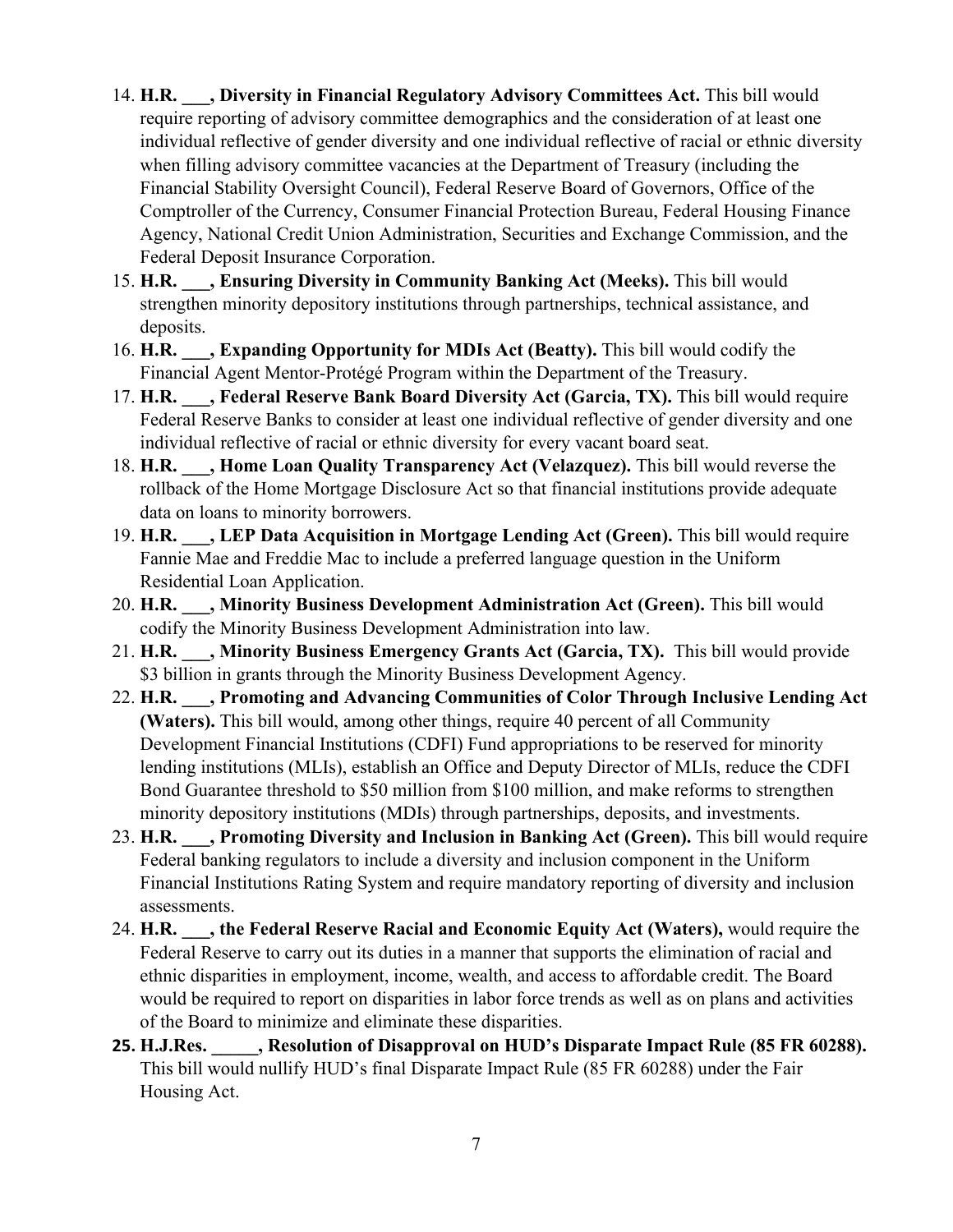14. **H.R. ___, Diversity in Financial Regulatory Advisory Committees Act.** This bill would require reporting of advisory committee demographics and the consideration of at least one individual reflective of gender diversity and one individual reflective of racial or ethnic diversity when filling advisory committee vacancies at the Department of Treasury (including the Financial Stability Oversight Council), Federal Reserve Board of Governors, Office of the Comptroller of the Currency, Consumer Financial Protection Bureau, Federal Housing Finance Agency, National Credit Union Administration, Securities and Exchange Commission, and the Federal Deposit Insurance Corporation.
15. **H.R. ___, Ensuring Diversity in Community Banking Act (Meeks).** This bill would strengthen minority depository institutions through partnerships, technical assistance, and deposits.
16. **H.R. ___, Expanding Opportunity for MDIs Act (Beatty).** This bill would codify the Financial Agent Mentor-Protégé Program within the Department of the Treasury.
17. **H.R. ___, Federal Reserve Bank Board Diversity Act (Garcia, TX).** This bill would require Federal Reserve Banks to consider at least one individual reflective of gender diversity and one individual reflective of racial or ethnic diversity for every vacant board seat.
18. **H.R. ___, Home Loan Quality Transparency Act (Velazquez).** This bill would reverse the rollback of the Home Mortgage Disclosure Act so that financial institutions provide adequate data on loans to minority borrowers.
19. **H.R. ___, LEP Data Acquisition in Mortgage Lending Act (Green).** This bill would require Fannie Mae and Freddie Mac to include a preferred language question in the Uniform Residential Loan Application.
20. **H.R. ___, Minority Business Development Administration Act (Green).** This bill would codify the Minority Business Development Administration into law.
21. **H.R. ___, Minority Business Emergency Grants Act (Garcia, TX).** This bill would provide $3 billion in grants through the Minority Business Development Agency.
22. **H.R. ___, Promoting and Advancing Communities of Color Through Inclusive Lending Act (Waters).** This bill would, among other things, require 40 percent of all Community Development Financial Institutions (CDFI) Fund appropriations to be reserved for minority lending institutions (MLIs), establish an Office and Deputy Director of MLIs, reduce the CDFI Bond Guarantee threshold to $50 million from $100 million, and make reforms to strengthen minority depository institutions (MDIs) through partnerships, deposits, and investments.
23. **H.R. ___, Promoting Diversity and Inclusion in Banking Act (Green).** This bill would require Federal banking regulators to include a diversity and inclusion component in the Uniform Financial Institutions Rating System and require mandatory reporting of diversity and inclusion assessments.
24. **H.R. ___, the Federal Reserve Racial and Economic Equity Act (Waters),** would require the Federal Reserve to carry out its duties in a manner that supports the elimination of racial and ethnic disparities in employment, income, wealth, and access to affordable credit. The Board would be required to report on disparities in labor force trends as well as on plans and activities of the Board to minimize and eliminate these disparities.
25. **H.J.Res. _____, Resolution of Disapproval on HUD's Disparate Impact Rule (85 FR 60288).** This bill would nullify HUD's final Disparate Impact Rule (85 FR 60288) under the Fair Housing Act.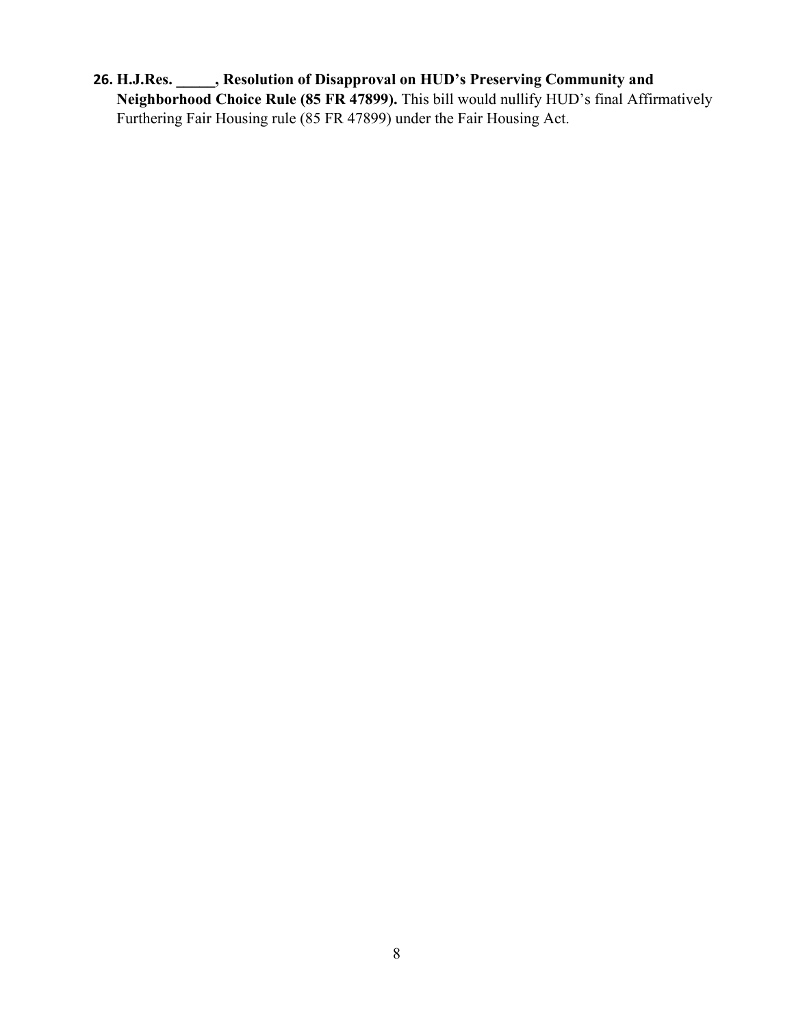26. **H.J.Res. _____, Resolution of Disapproval on HUD's Preserving Community and Neighborhood Choice Rule (85 FR 47899).** This bill would nullify HUD's final Affirmatively Furthering Fair Housing rule (85 FR 47899) under the Fair Housing Act.